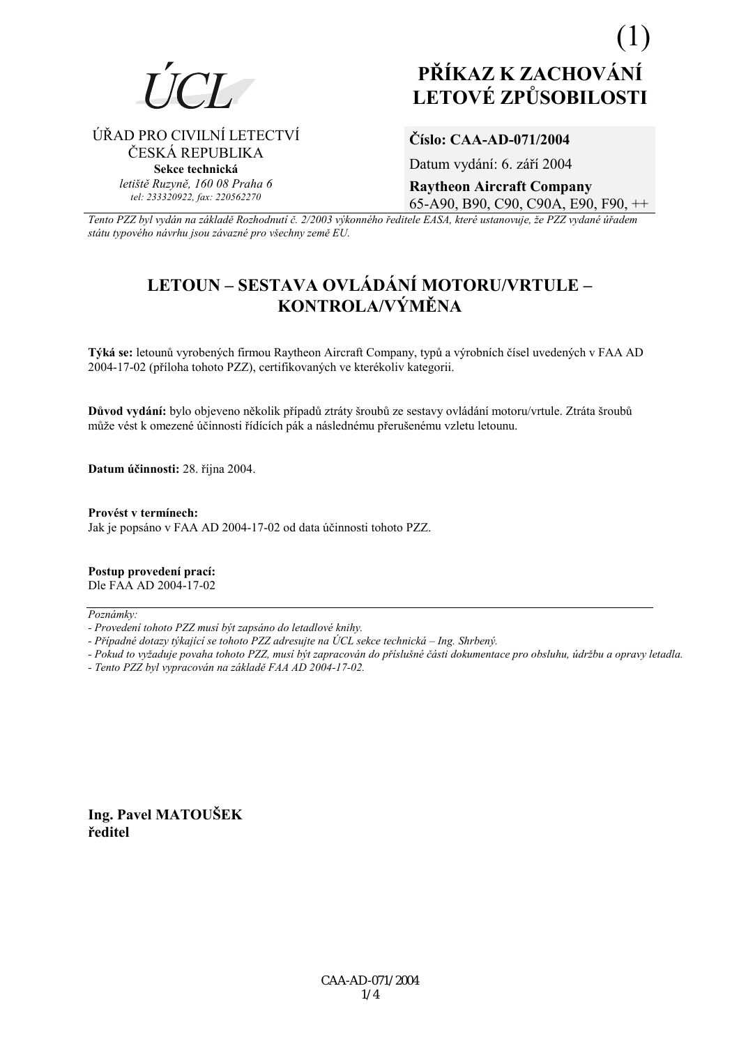(1)

ÚCL

ÚŘAD PRO CIVILNÍ LETECTVÍ
ČESKÁ REPUBLIKA
**Sekce technická**
*letiště Ruzyně, 160 08 Praha 6*
*tel: 233320922, fax: 220562270*

# PŘÍKAZ K ZACHOVÁNÍ LETOVÉ ZPŮSOBILOSTI

**Číslo: CAA-AD-071/2004**

Datum vydání: 6. září 2004

**Raytheon Aircraft Company**
65-A90, B90, C90, C90A, E90, F90, ++

*Tento PZZ byl vydán na základě Rozhodnutí č. 2/2003 výkonného ředitele EASA, které ustanovuje, že PZZ vydané úřadem státu typového návrhu jsou závazné pro všechny země EU.*

## LETOUN – SESTAVA OVLÁDÁNÍ MOTORU/VRTULE – KONTROLA/VÝMĚNA

**Týká se:** letounů vyrobených firmou Raytheon Aircraft Company, typů a výrobních čísel uvedených v FAA AD 2004-17-02 (příloha tohoto PZZ), certifikovaných ve kterékoliv kategorii.

**Důvod vydání:** bylo objeveno několik případů ztráty šroubů ze sestavy ovládání motoru/vrtule. Ztráta šroubů může vést k omezené účinnosti řídících pák a následnému přerušenému vzletu letounu.

**Datum účinnosti:** 28. října 2004.

**Provést v termínech:**
Jak je popsáno v FAA AD 2004-17-02 od data účinnosti tohoto PZZ.

**Postup provedení prací:**
Dle FAA AD 2004-17-02

*Poznámky:*
*- Provedení tohoto PZZ musí být zapsáno do letadlové knihy.*
*- Případné dotazy týkající se tohoto PZZ adresujte na ÚCL sekce technická – Ing. Shrbený.*
*- Pokud to vyžaduje povaha tohoto PZZ, musí být zapracován do příslušné části dokumentace pro obsluhu, údržbu a opravy letadla.*
*- Tento PZZ byl vypracován na základě FAA AD 2004-17-02.*

**Ing. Pavel MATOUŠEK**
**ředitel**

CAA-AD-071/2004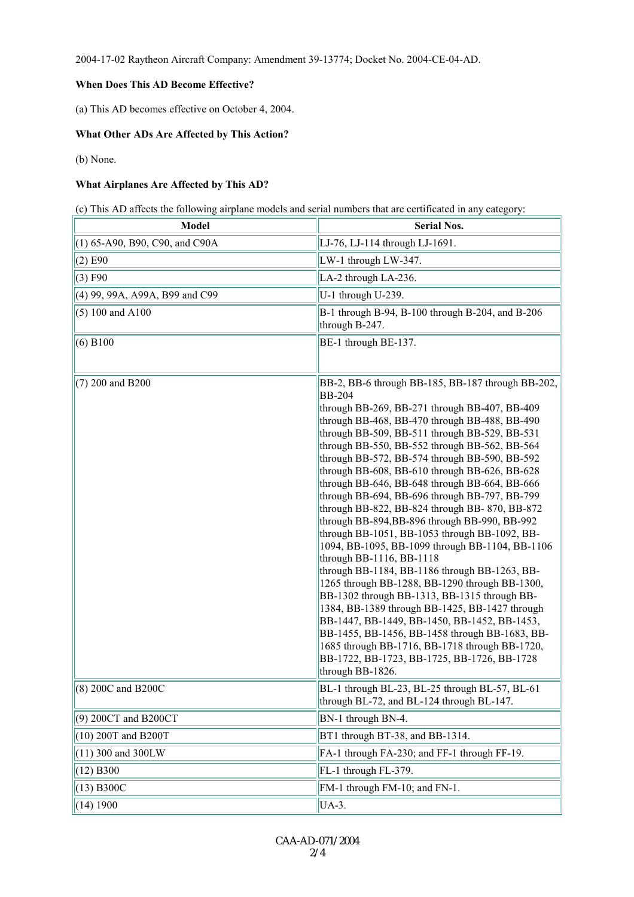2004-17-02 Raytheon Aircraft Company: Amendment 39-13774; Docket No. 2004-CE-04-AD.

**When Does This AD Become Effective?**

(a) This AD becomes effective on October 4, 2004.

**What Other ADs Are Affected by This Action?**

(b) None.

**What Airplanes Are Affected by This AD?**

(c) This AD affects the following airplane models and serial numbers that are certificated in any category:

| Model | Serial Nos. |
|---|---|
| (1) 65-A90, B90, C90, and C90A | LJ-76, LJ-114 through LJ-1691. |
| (2) E90 | LW-1 through LW-347. |
| (3) F90 | LA-2 through LA-236. |
| (4) 99, 99A, A99A, B99 and C99 | U-1 through U-239. |
| (5) 100 and A100 | B-1 through B-94, B-100 through B-204, and B-206 through B-247. |
| (6) B100 | BE-1 through BE-137. |
| (7) 200 and B200 | BB-2, BB-6 through BB-185, BB-187 through BB-202, BB-204 through BB-269, BB-271 through BB-407, BB-409 through BB-468, BB-470 through BB-488, BB-490 through BB-509, BB-511 through BB-529, BB-531 through BB-550, BB-552 through BB-562, BB-564 through BB-572, BB-574 through BB-590, BB-592 through BB-608, BB-610 through BB-626, BB-628 through BB-646, BB-648 through BB-664, BB-666 through BB-694, BB-696 through BB-797, BB-799 through BB-822, BB-824 through BB- 870, BB-872 through BB-894,BB-896 through BB-990, BB-992 through BB-1051, BB-1053 through BB-1092, BB-1094, BB-1095, BB-1099 through BB-1104, BB-1106 through BB-1116, BB-1118 through BB-1184, BB-1186 through BB-1263, BB-1265 through BB-1288, BB-1290 through BB-1300, BB-1302 through BB-1313, BB-1315 through BB-1384, BB-1389 through BB-1425, BB-1427 through BB-1447, BB-1449, BB-1450, BB-1452, BB-1453, BB-1455, BB-1456, BB-1458 through BB-1683, BB-1685 through BB-1716, BB-1718 through BB-1720, BB-1722, BB-1723, BB-1725, BB-1726, BB-1728 through BB-1826. |
| (8) 200C and B200C | BL-1 through BL-23, BL-25 through BL-57, BL-61 through BL-72, and BL-124 through BL-147. |
| (9) 200CT and B200CT | BN-1 through BN-4. |
| (10) 200T and B200T | BT1 through BT-38, and BB-1314. |
| (11) 300 and 300LW | FA-1 through FA-230; and FF-1 through FF-19. |
| (12) B300 | FL-1 through FL-379. |
| (13) B300C | FM-1 through FM-10; and FN-1. |
| (14) 1900 | UA-3. |

CAA-AD-071/2004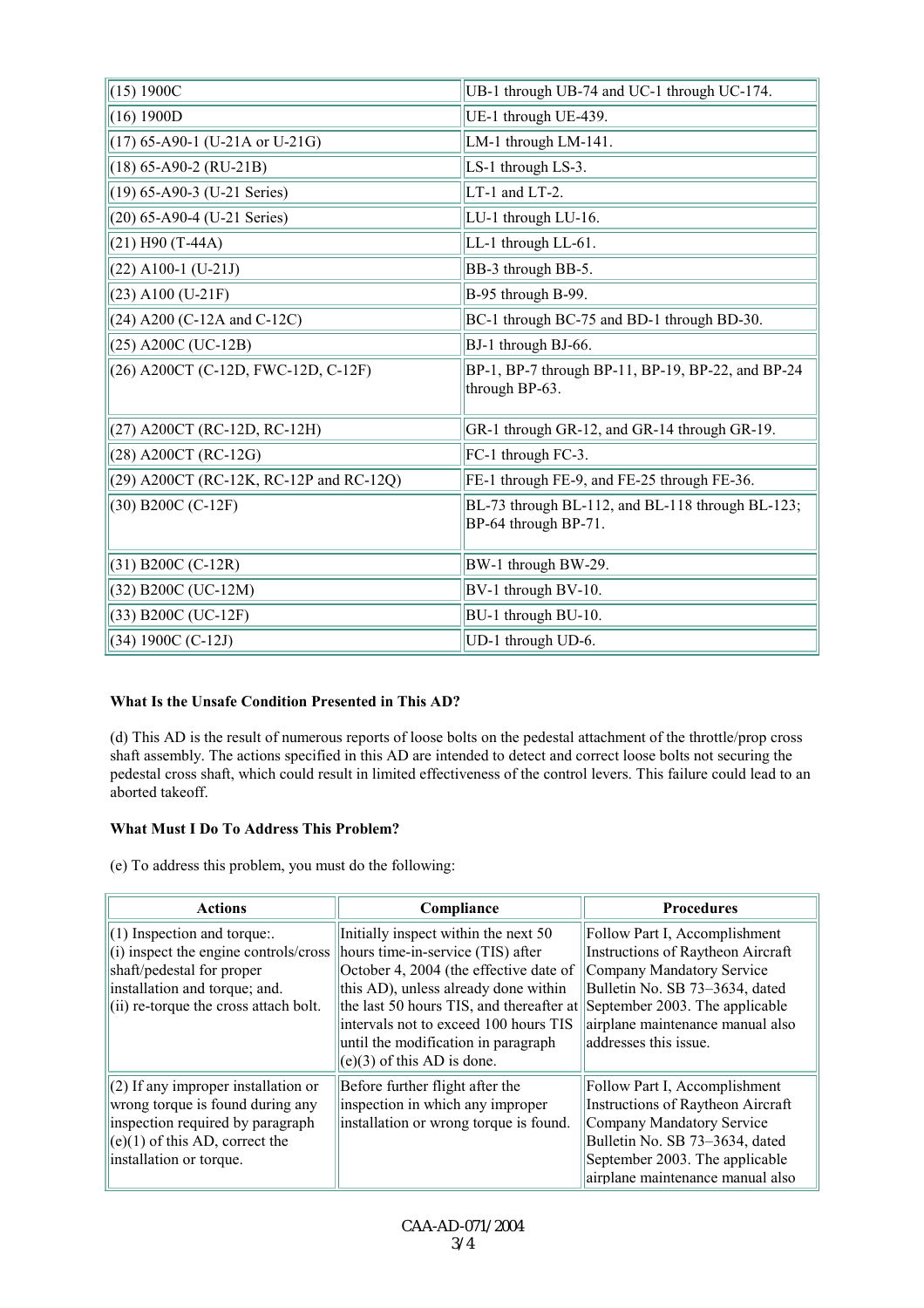| | |
|---|---|
| (15) 1900C | UB-1 through UB-74 and UC-1 through UC-174. |
| (16) 1900D | UE-1 through UE-439. |
| (17) 65-A90-1 (U-21A or U-21G) | LM-1 through LM-141. |
| (18) 65-A90-2 (RU-21B) | LS-1 through LS-3. |
| (19) 65-A90-3 (U-21 Series) | LT-1 and LT-2. |
| (20) 65-A90-4 (U-21 Series) | LU-1 through LU-16. |
| (21) H90 (T-44A) | LL-1 through LL-61. |
| (22) A100-1 (U-21J) | BB-3 through BB-5. |
| (23) A100 (U-21F) | B-95 through B-99. |
| (24) A200 (C-12A and C-12C) | BC-1 through BC-75 and BD-1 through BD-30. |
| (25) A200C (UC-12B) | BJ-1 through BJ-66. |
| (26) A200CT (C-12D, FWC-12D, C-12F) | BP-1, BP-7 through BP-11, BP-19, BP-22, and BP-24 through BP-63. |
| (27) A200CT (RC-12D, RC-12H) | GR-1 through GR-12, and GR-14 through GR-19. |
| (28) A200CT (RC-12G) | FC-1 through FC-3. |
| (29) A200CT (RC-12K, RC-12P and RC-12Q) | FE-1 through FE-9, and FE-25 through FE-36. |
| (30) B200C (C-12F) | BL-73 through BL-112, and BL-118 through BL-123; BP-64 through BP-71. |
| (31) B200C (C-12R) | BW-1 through BW-29. |
| (32) B200C (UC-12M) | BV-1 through BV-10. |
| (33) B200C (UC-12F) | BU-1 through BU-10. |
| (34) 1900C (C-12J) | UD-1 through UD-6. |

**What Is the Unsafe Condition Presented in This AD?**

(d) This AD is the result of numerous reports of loose bolts on the pedestal attachment of the throttle/prop cross shaft assembly. The actions specified in this AD are intended to detect and correct loose bolts not securing the pedestal cross shaft, which could result in limited effectiveness of the control levers. This failure could lead to an aborted takeoff.

**What Must I Do To Address This Problem?**

(e) To address this problem, you must do the following:

| Actions | Compliance | Procedures |
|---|---|---|
| (1) Inspection and torque:.<br>(i) inspect the engine controls/cross shaft/pedestal for proper installation and torque; and.<br>(ii) re-torque the cross attach bolt. | Initially inspect within the next 50 hours time-in-service (TIS) after October 4, 2004 (the effective date of this AD), unless already done within the last 50 hours TIS, and thereafter at intervals not to exceed 100 hours TIS until the modification in paragraph (e)(3) of this AD is done. | Follow Part I, Accomplishment Instructions of Raytheon Aircraft Company Mandatory Service Bulletin No. SB 73–3634, dated September 2003. The applicable airplane maintenance manual also addresses this issue. |
| (2) If any improper installation or wrong torque is found during any inspection required by paragraph (e)(1) of this AD, correct the installation or torque. | Before further flight after the inspection in which any improper installation or wrong torque is found. | Follow Part I, Accomplishment Instructions of Raytheon Aircraft Company Mandatory Service Bulletin No. SB 73–3634, dated September 2003. The applicable airplane maintenance manual also |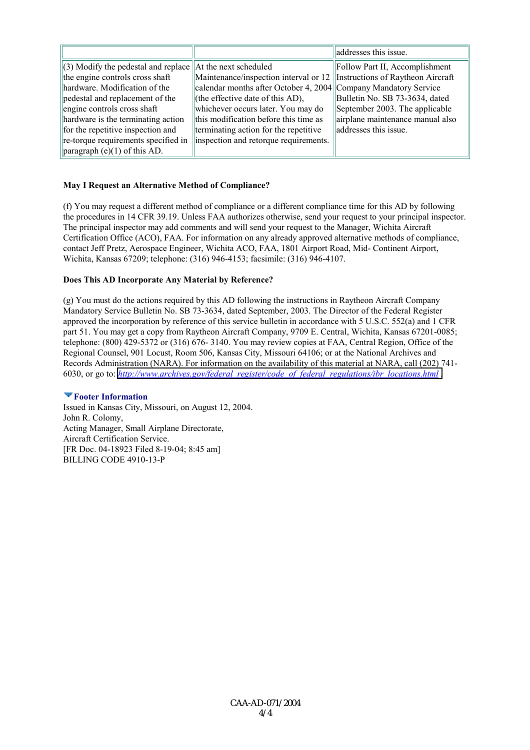| | | |
|---|---|---|
| | | addresses this issue. |
| (3) Modify the pedestal and replace the engine controls cross shaft hardware. Modification of the pedestal and replacement of the engine controls cross shaft hardware is the terminating action for the repetitive inspection and re-torque requirements specified in paragraph (e)(1) of this AD. | At the next scheduled Maintenance/inspection interval or 12 calendar months after October 4, 2004 (the effective date of this AD), whichever occurs later. You may do this modification before this time as terminating action for the repetitive inspection and retorque requirements. | Follow Part II, Accomplishment Instructions of Raytheon Aircraft Company Mandatory Service Bulletin No. SB 73-3634, dated September 2003. The applicable airplane maintenance manual also addresses this issue. |

**May I Request an Alternative Method of Compliance?**

(f) You may request a different method of compliance or a different compliance time for this AD by following the procedures in 14 CFR 39.19. Unless FAA authorizes otherwise, send your request to your principal inspector. The principal inspector may add comments and will send your request to the Manager, Wichita Aircraft Certification Office (ACO), FAA. For information on any already approved alternative methods of compliance, contact Jeff Pretz, Aerospace Engineer, Wichita ACO, FAA, 1801 Airport Road, Mid- Continent Airport, Wichita, Kansas 67209; telephone: (316) 946-4153; facsimile: (316) 946-4107.

**Does This AD Incorporate Any Material by Reference?**

(g) You must do the actions required by this AD following the instructions in Raytheon Aircraft Company Mandatory Service Bulletin No. SB 73-3634, dated September, 2003. The Director of the Federal Register approved the incorporation by reference of this service bulletin in accordance with 5 U.S.C. 552(a) and 1 CFR part 51. You may get a copy from Raytheon Aircraft Company, 9709 E. Central, Wichita, Kansas 67201-0085; telephone: (800) 429-5372 or (316) 676- 3140. You may review copies at FAA, Central Region, Office of the Regional Counsel, 901 Locust, Room 506, Kansas City, Missouri 64106; or at the National Archives and Records Administration (NARA). For information on the availability of this material at NARA, call (202) 741-6030, or go to: http://www.archives.gov/federal_register/code_of_federal_regulations/ibr_locations.html

**Footer Information**

Issued in Kansas City, Missouri, on August 12, 2004.
John R. Colomy,
Acting Manager, Small Airplane Directorate,
Aircraft Certification Service.
[FR Doc. 04-18923 Filed 8-19-04; 8:45 am]
BILLING CODE 4910-13-P